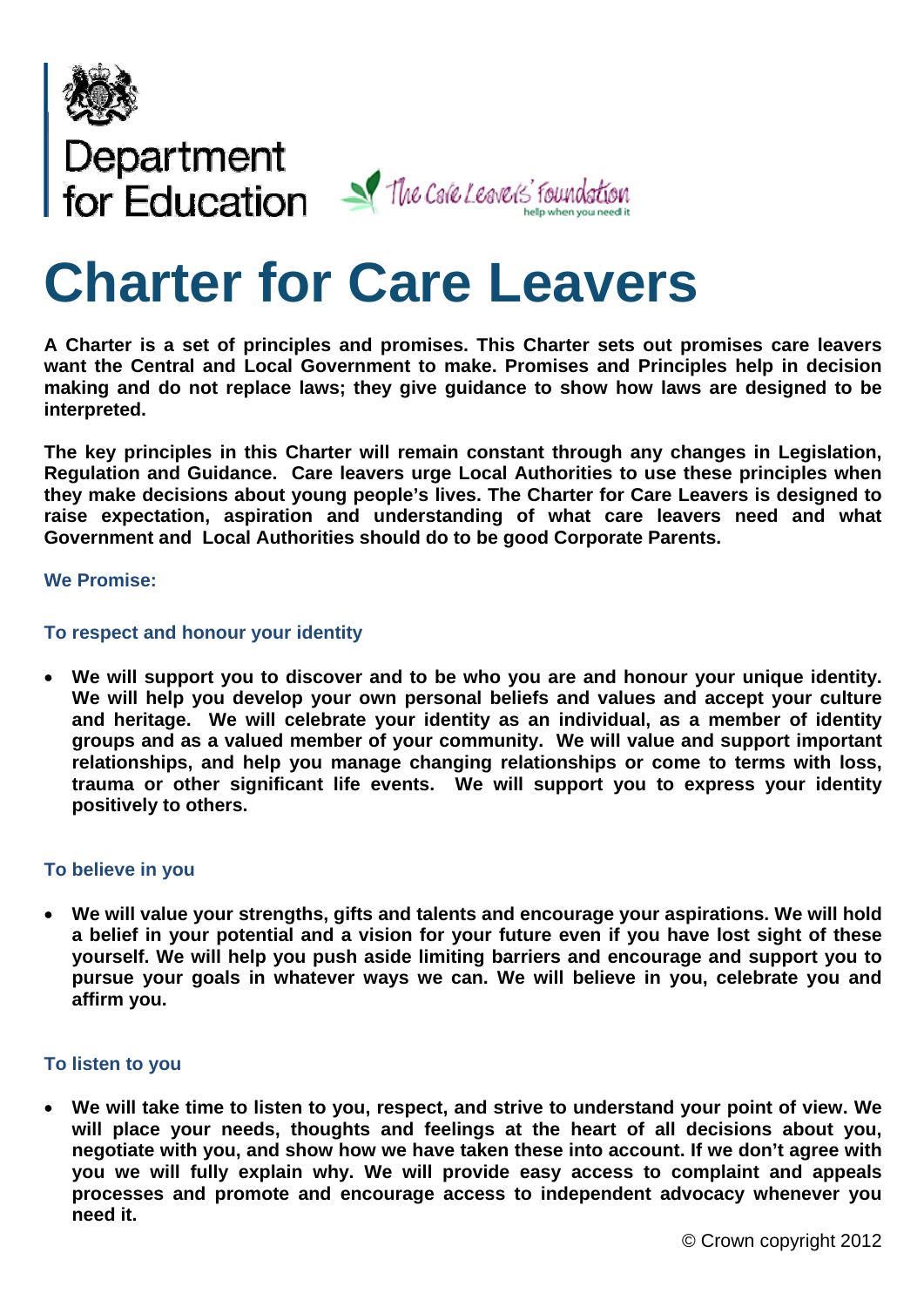Department for Education

The Care Leavers' Foundation
help when you need it

# Charter for Care Leavers

**A Charter is a set of principles and promises. This Charter sets out promises care leavers want the Central and Local Government to make. Promises and Principles help in decision making and do not replace laws; they give guidance to show how laws are designed to be interpreted.**

**The key principles in this Charter will remain constant through any changes in Legislation, Regulation and Guidance. Care leavers urge Local Authorities to use these principles when they make decisions about young people's lives. The Charter for Care Leavers is designed to raise expectation, aspiration and understanding of what care leavers need and what Government and Local Authorities should do to be good Corporate Parents.**

### We Promise:

### To respect and honour your identity

- **We will support you to discover and to be who you are and honour your unique identity. We will help you develop your own personal beliefs and values and accept your culture and heritage. We will celebrate your identity as an individual, as a member of identity groups and as a valued member of your community. We will value and support important relationships, and help you manage changing relationships or come to terms with loss, trauma or other significant life events. We will support you to express your identity positively to others.**

### To believe in you

- **We will value your strengths, gifts and talents and encourage your aspirations. We will hold a belief in your potential and a vision for your future even if you have lost sight of these yourself. We will help you push aside limiting barriers and encourage and support you to pursue your goals in whatever ways we can. We will believe in you, celebrate you and affirm you.**

### To listen to you

- **We will take time to listen to you, respect, and strive to understand your point of view. We will place your needs, thoughts and feelings at the heart of all decisions about you, negotiate with you, and show how we have taken these into account. If we don't agree with you we will fully explain why. We will provide easy access to complaint and appeals processes and promote and encourage access to independent advocacy whenever you need it.**

© Crown copyright 2012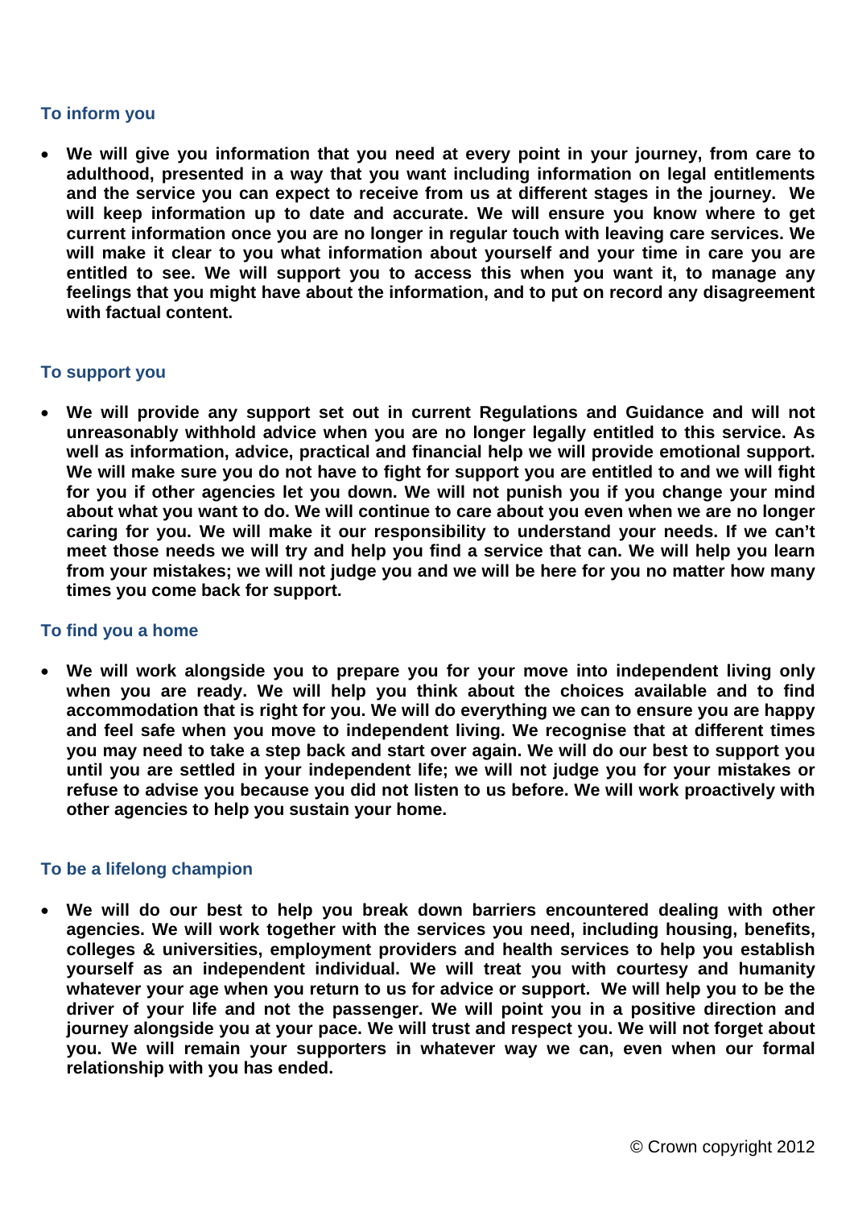### To inform you

- **We will give you information that you need at every point in your journey, from care to adulthood, presented in a way that you want including information on legal entitlements and the service you can expect to receive from us at different stages in the journey. We will keep information up to date and accurate. We will ensure you know where to get current information once you are no longer in regular touch with leaving care services. We will make it clear to you what information about yourself and your time in care you are entitled to see. We will support you to access this when you want it, to manage any feelings that you might have about the information, and to put on record any disagreement with factual content.**

### To support you

- **We will provide any support set out in current Regulations and Guidance and will not unreasonably withhold advice when you are no longer legally entitled to this service. As well as information, advice, practical and financial help we will provide emotional support. We will make sure you do not have to fight for support you are entitled to and we will fight for you if other agencies let you down. We will not punish you if you change your mind about what you want to do. We will continue to care about you even when we are no longer caring for you. We will make it our responsibility to understand your needs. If we can't meet those needs we will try and help you find a service that can. We will help you learn from your mistakes; we will not judge you and we will be here for you no matter how many times you come back for support.**

### To find you a home

- **We will work alongside you to prepare you for your move into independent living only when you are ready. We will help you think about the choices available and to find accommodation that is right for you. We will do everything we can to ensure you are happy and feel safe when you move to independent living. We recognise that at different times you may need to take a step back and start over again. We will do our best to support you until you are settled in your independent life; we will not judge you for your mistakes or refuse to advise you because you did not listen to us before. We will work proactively with other agencies to help you sustain your home.**

### To be a lifelong champion

- **We will do our best to help you break down barriers encountered dealing with other agencies. We will work together with the services you need, including housing, benefits, colleges & universities, employment providers and health services to help you establish yourself as an independent individual. We will treat you with courtesy and humanity whatever your age when you return to us for advice or support. We will help you to be the driver of your life and not the passenger. We will point you in a positive direction and journey alongside you at your pace. We will trust and respect you. We will not forget about you. We will remain your supporters in whatever way we can, even when our formal relationship with you has ended.**

© Crown copyright 2012